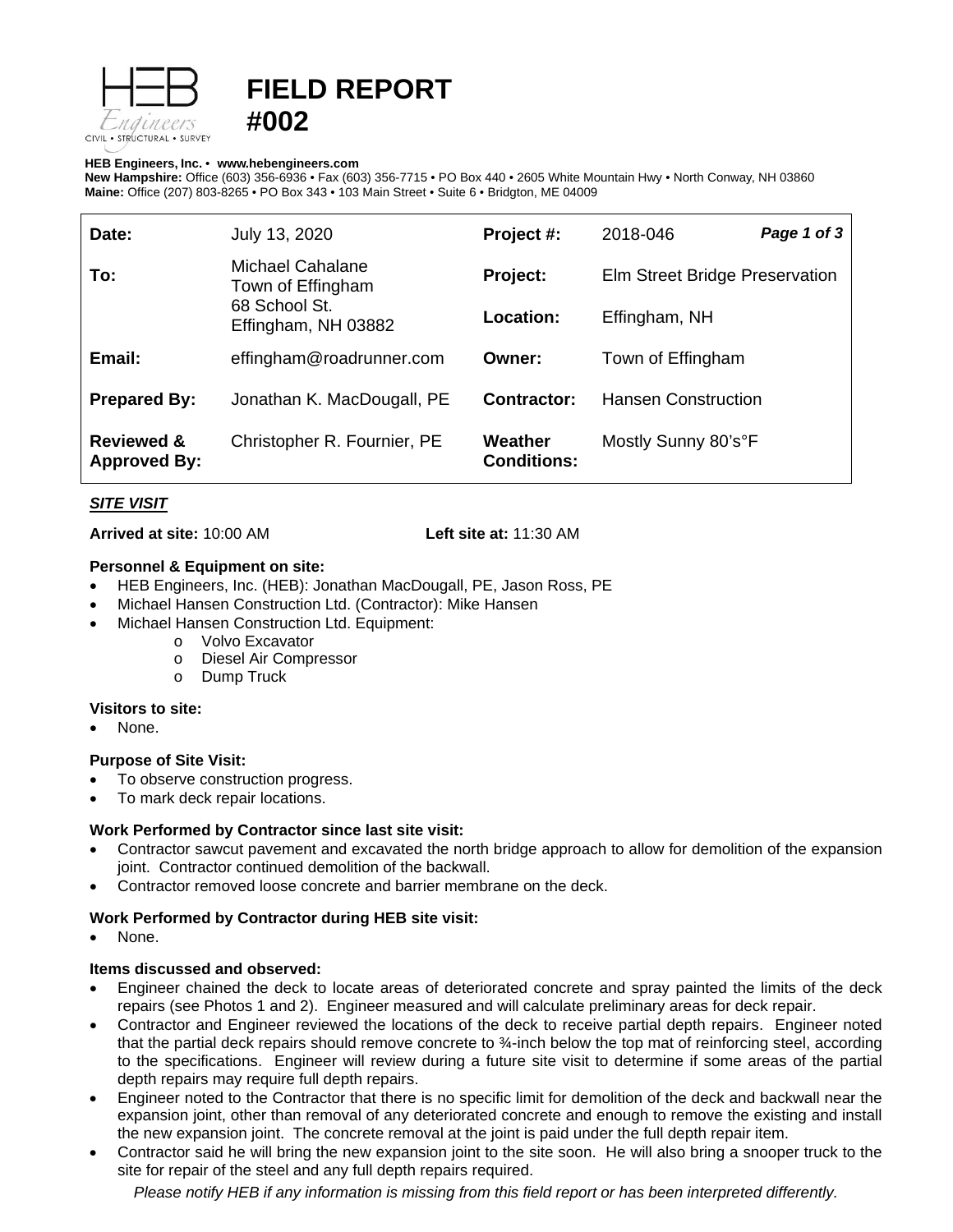# FIELD REPORT #002

**HEB Engineers, Inc.** • **www.hebengineers.com**
**New Hampshire:** Office (603) 356-6936 • Fax (603) 356-7715 • PO Box 440 • 2605 White Mountain Hwy • North Conway, NH 03860
**Maine:** Office (207) 803-8265 • PO Box 343 • 103 Main Street • Suite 6 • Bridgton, ME 04009

| | | | |
|---|---|---|---|
| **Date:** | July 13, 2020 | **Project #:** | 2018-046 |
| **To:** | Michael Cahalane<br>Town of Effingham<br>68 School St.<br>Effingham, NH 03882 | **Project:** | Elm Street Bridge Preservation |
| | | **Location:** | Effingham, NH |
| **Email:** | effingham@roadrunner.com | **Owner:** | Town of Effingham |
| **Prepared By:** | Jonathan K. MacDougall, PE | **Contractor:** | Hansen Construction |
| **Reviewed & Approved By:** | Christopher R. Fournier, PE | **Weather Conditions:** | Mostly Sunny 80's°F |

***SITE VISIT***

**Arrived at site:** 10:00 AM **Left site at:** 11:30 AM

**Personnel & Equipment on site:**

- HEB Engineers, Inc. (HEB): Jonathan MacDougall, PE, Jason Ross, PE
- Michael Hansen Construction Ltd. (Contractor): Mike Hansen
- Michael Hansen Construction Ltd. Equipment:
  - Volvo Excavator
  - Diesel Air Compressor
  - Dump Truck

**Visitors to site:**

- None.

**Purpose of Site Visit:**

- To observe construction progress.
- To mark deck repair locations.

**Work Performed by Contractor since last site visit:**

- Contractor sawcut pavement and excavated the north bridge approach to allow for demolition of the expansion joint. Contractor continued demolition of the backwall.
- Contractor removed loose concrete and barrier membrane on the deck.

**Work Performed by Contractor during HEB site visit:**

- None.

**Items discussed and observed:**

- Engineer chained the deck to locate areas of deteriorated concrete and spray painted the limits of the deck repairs (see Photos 1 and 2). Engineer measured and will calculate preliminary areas for deck repair.
- Contractor and Engineer reviewed the locations of the deck to receive partial depth repairs. Engineer noted that the partial deck repairs should remove concrete to ¾-inch below the top mat of reinforcing steel, according to the specifications. Engineer will review during a future site visit to determine if some areas of the partial depth repairs may require full depth repairs.
- Engineer noted to the Contractor that there is no specific limit for demolition of the deck and backwall near the expansion joint, other than removal of any deteriorated concrete and enough to remove the existing and install the new expansion joint. The concrete removal at the joint is paid under the full depth repair item.
- Contractor said he will bring the new expansion joint to the site soon. He will also bring a snooper truck to the site for repair of the steel and any full depth repairs required.

*Please notify HEB if any information is missing from this field report or has been interpreted differently.*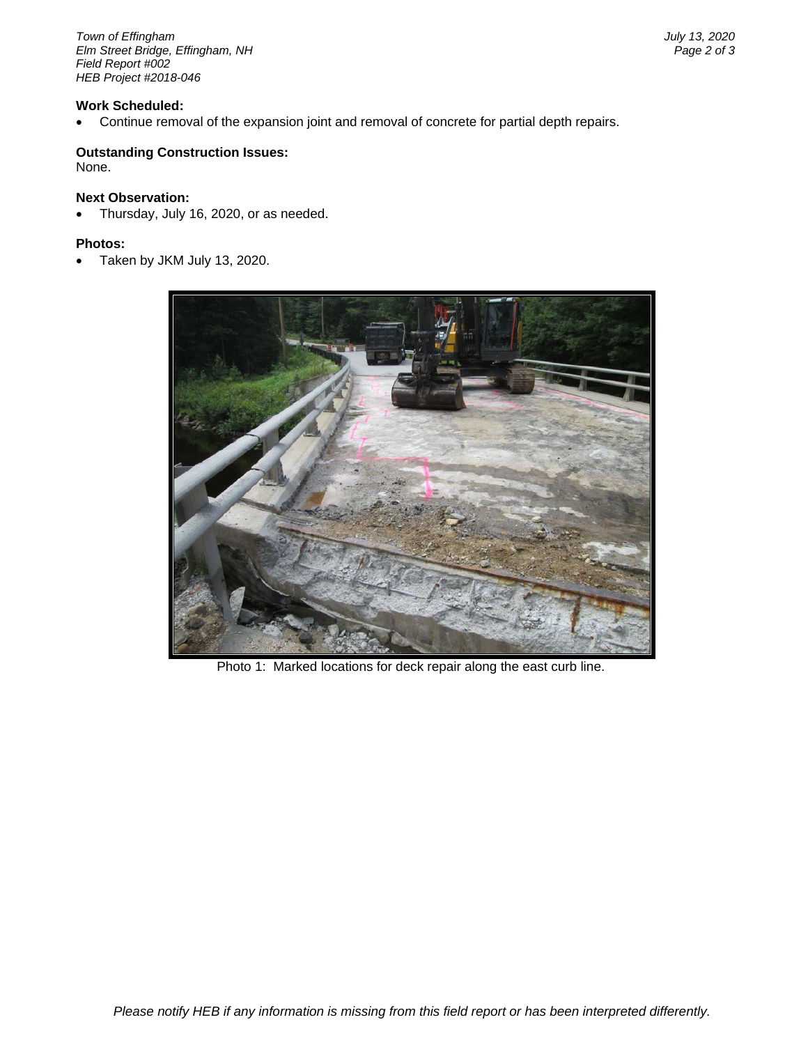**Work Scheduled:**

- Continue removal of the expansion joint and removal of concrete for partial depth repairs.

**Outstanding Construction Issues:**

None.

**Next Observation:**

- Thursday, July 16, 2020, or as needed.

**Photos:**

- Taken by JKM July 13, 2020.

Photo 1: Marked locations for deck repair along the east curb line.

*Please notify HEB if any information is missing from this field report or has been interpreted differently.*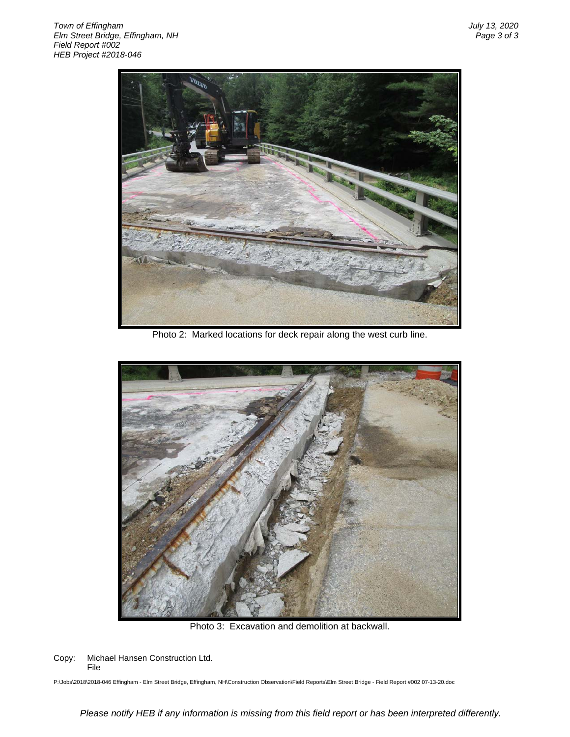Photo 2: Marked locations for deck repair along the west curb line.

Photo 3: Excavation and demolition at backwall.

Copy: Michael Hansen Construction Ltd.
File

P:\Jobs\2018\2018-046 Effingham - Elm Street Bridge, Effingham, NH\Construction Observation\Field Reports\Elm Street Bridge - Field Report #002 07-13-20.doc

*Please notify HEB if any information is missing from this field report or has been interpreted differently.*